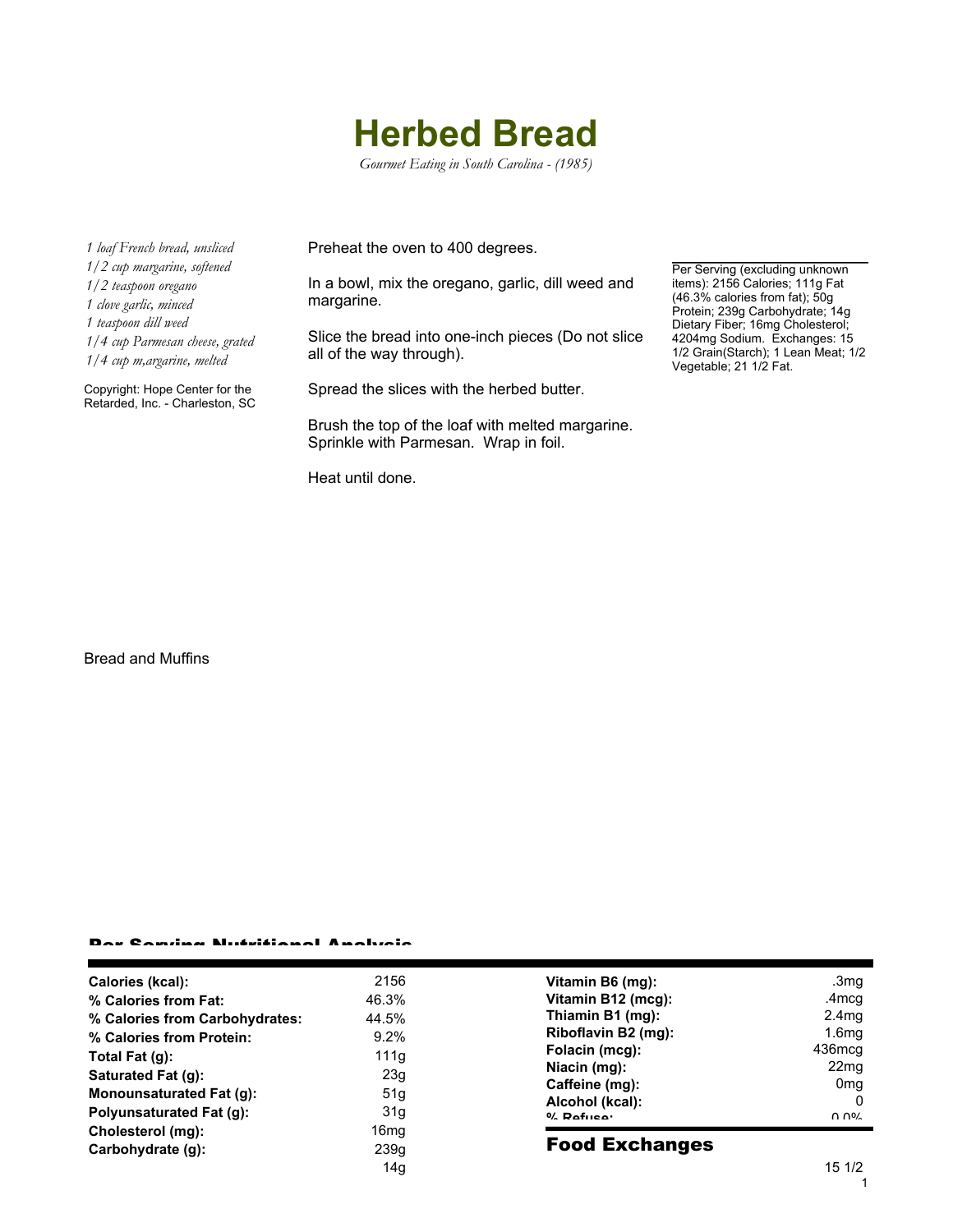# Herbed Bread

*Gourmet Eating in South Carolina - (1985)*

*1 loaf French bread, unsliced*
*1/2 cup margarine, softened*
*1/2 teaspoon oregano*
*1 clove garlic, minced*
*1 teaspoon dill weed*
*1/4 cup Parmesan cheese, grated*
*1/4 cup m,argarine, melted*

Copyright: Hope Center for the Retarded, Inc. - Charleston, SC

Preheat the oven to 400 degrees.

In a bowl, mix the oregano, garlic, dill weed and margarine.

Slice the bread into one-inch pieces (Do not slice all of the way through).

Spread the slices with the herbed butter.

Brush the top of the loaf with melted margarine. Sprinkle with Parmesan. Wrap in foil.

Heat until done.

Per Serving (excluding unknown items): 2156 Calories; 111g Fat (46.3% calories from fat); 50g Protein; 239g Carbohydrate; 14g Dietary Fiber; 16mg Cholesterol; 4204mg Sodium. Exchanges: 15 1/2 Grain(Starch); 1 Lean Meat; 1/2 Vegetable; 21 1/2 Fat.

Bread and Muffins

## Per Serving Nutritional Analysis

| | | | |
|---|---|---|---|
| **Calories (kcal):** | 2156 | **Vitamin B6 (mg):** | .3mg |
| **% Calories from Fat:** | 46.3% | **Vitamin B12 (mcg):** | .4mcg |
| **% Calories from Carbohydrates:** | 44.5% | **Thiamin B1 (mg):** | 2.4mg |
| **% Calories from Protein:** | 9.2% | **Riboflavin B2 (mg):** | 1.6mg |
| **Total Fat (g):** | 111g | **Folacin (mcg):** | 436mcg |
| **Saturated Fat (g):** | 23g | **Niacin (mg):** | 22mg |
| **Monounsaturated Fat (g):** | 51g | **Caffeine (mg):** | 0mg |
| **Polyunsaturated Fat (g):** | 31g | **Alcohol (kcal):** | 0 |
| **Cholesterol (mg):** | 16mg | **% Refuse:** | 0.0% |
| **Carbohydrate (g):** | 239g | | |
| | 14g | | |

## Food Exchanges

| | |
|---|---|
| | 15 1/2 |
| | 1 |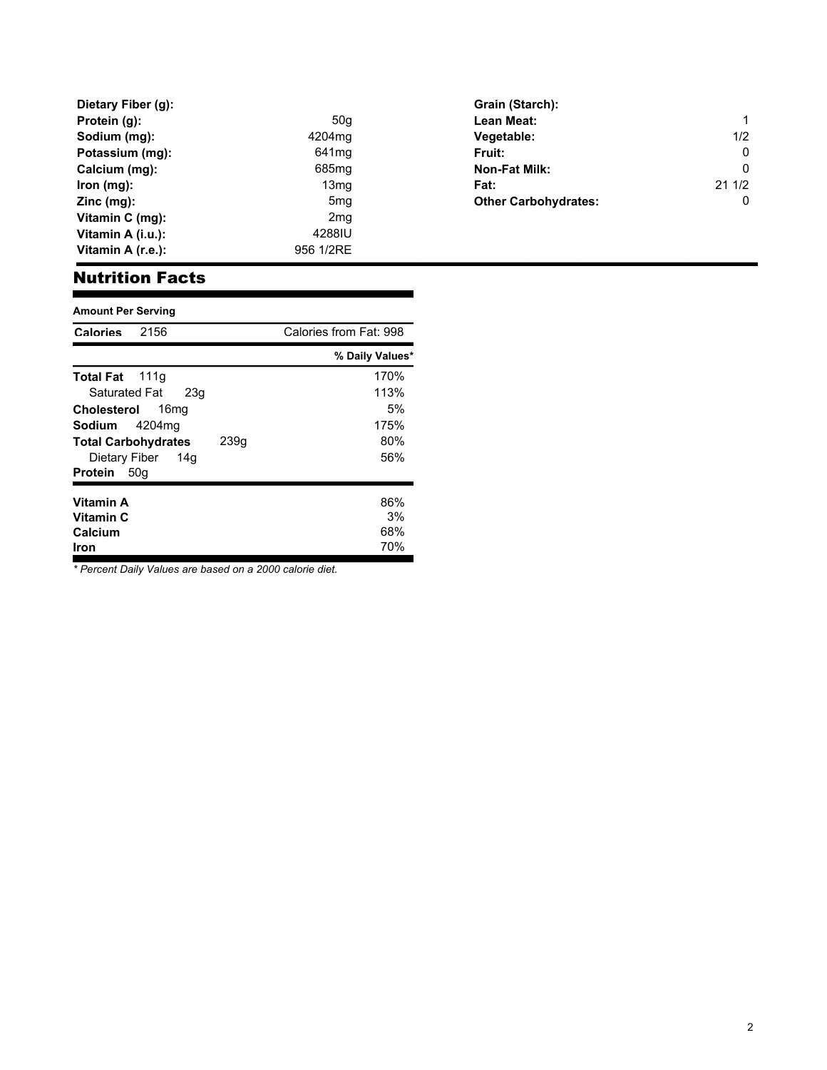| | |
|---|---|
| **Dietary Fiber (g):** | |
| **Protein (g):** | 50g |
| **Sodium (mg):** | 4204mg |
| **Potassium (mg):** | 641mg |
| **Calcium (mg):** | 685mg |
| **Iron (mg):** | 13mg |
| **Zinc (mg):** | 5mg |
| **Vitamin C (mg):** | 2mg |
| **Vitamin A (i.u.):** | 4288IU |
| **Vitamin A (r.e.):** | 956 1/2RE |

| | |
|---|---|
| **Grain (Starch):** | |
| **Lean Meat:** | 1 |
| **Vegetable:** | 1/2 |
| **Fruit:** | 0 |
| **Non-Fat Milk:** | 0 |
| **Fat:** | 21 1/2 |
| **Other Carbohydrates:** | 0 |

## Nutrition Facts

**Amount Per Serving**

| | |
|---|---|
| **Calories** 2156 | Calories from Fat: 998 |
| | **% Daily Values*** |
| **Total Fat** 111g | 170% |
| Saturated Fat 23g | 113% |
| **Cholesterol** 16mg | 5% |
| **Sodium** 4204mg | 175% |
| **Total Carbohydrates** 239g | 80% |
| Dietary Fiber 14g | 56% |
| **Protein** 50g | |
| **Vitamin A** | 86% |
| **Vitamin C** | 3% |
| **Calcium** | 68% |
| **Iron** | 70% |

*\* Percent Daily Values are based on a 2000 calorie diet.*